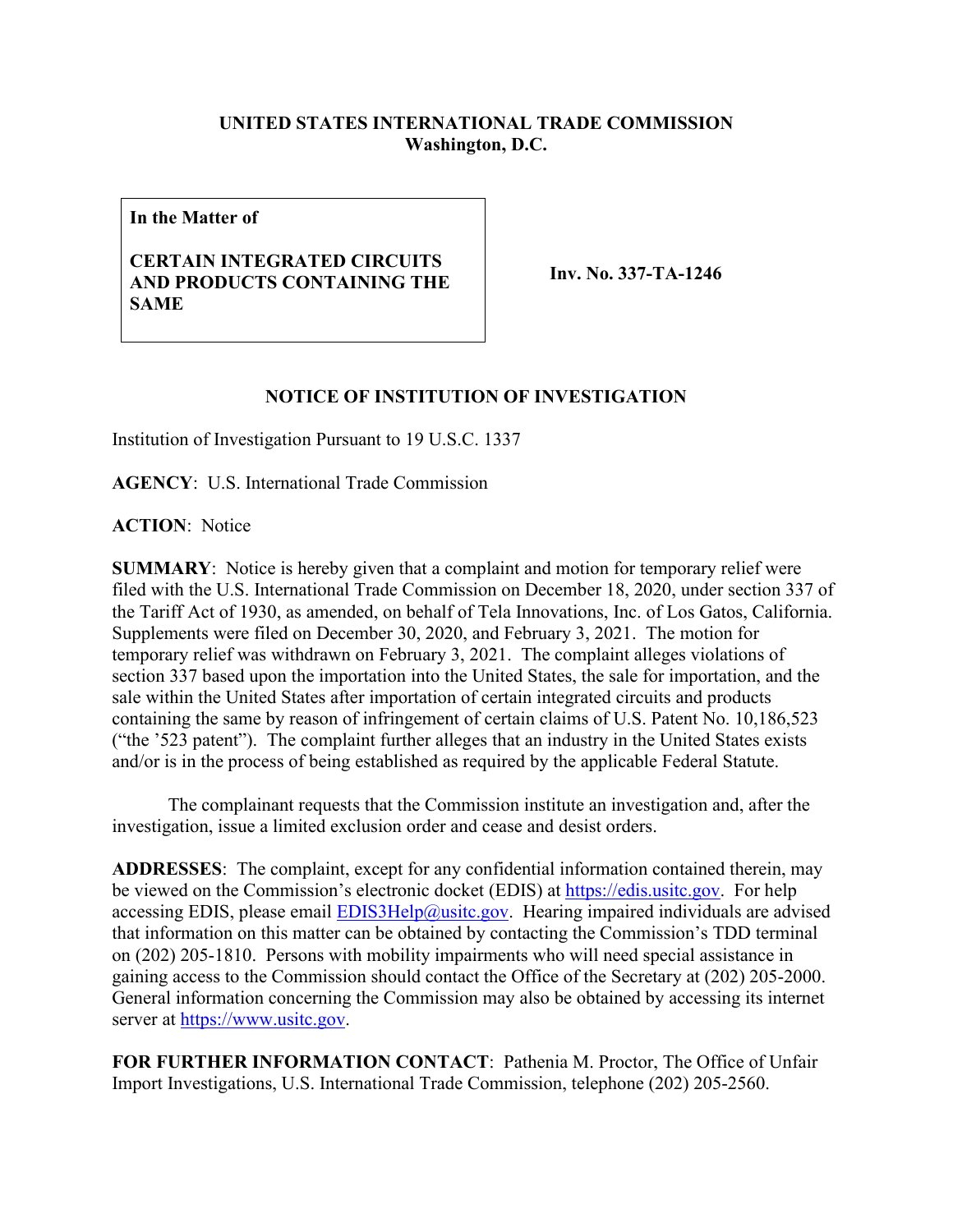**UNITED STATES INTERNATIONAL TRADE COMMISSION**
**Washington, D.C.**

| **In the Matter of** <br><br> **CERTAIN INTEGRATED CIRCUITS AND PRODUCTS CONTAINING THE SAME** | **Inv. No. 337-TA-1246** |
|---|---|

## NOTICE OF INSTITUTION OF INVESTIGATION

Institution of Investigation Pursuant to 19 U.S.C. 1337

**AGENCY**: U.S. International Trade Commission

**ACTION**: Notice

**SUMMARY**: Notice is hereby given that a complaint and motion for temporary relief were filed with the U.S. International Trade Commission on December 18, 2020, under section 337 of the Tariff Act of 1930, as amended, on behalf of Tela Innovations, Inc. of Los Gatos, California. Supplements were filed on December 30, 2020, and February 3, 2021. The motion for temporary relief was withdrawn on February 3, 2021. The complaint alleges violations of section 337 based upon the importation into the United States, the sale for importation, and the sale within the United States after importation of certain integrated circuits and products containing the same by reason of infringement of certain claims of U.S. Patent No. 10,186,523 ("the '523 patent"). The complaint further alleges that an industry in the United States exists and/or is in the process of being established as required by the applicable Federal Statute.

The complainant requests that the Commission institute an investigation and, after the investigation, issue a limited exclusion order and cease and desist orders.

**ADDRESSES**: The complaint, except for any confidential information contained therein, may be viewed on the Commission's electronic docket (EDIS) at https://edis.usitc.gov. For help accessing EDIS, please email EDIS3Help@usitc.gov. Hearing impaired individuals are advised that information on this matter can be obtained by contacting the Commission's TDD terminal on (202) 205-1810. Persons with mobility impairments who will need special assistance in gaining access to the Commission should contact the Office of the Secretary at (202) 205-2000. General information concerning the Commission may also be obtained by accessing its internet server at https://www.usitc.gov.

**FOR FURTHER INFORMATION CONTACT**: Pathenia M. Proctor, The Office of Unfair Import Investigations, U.S. International Trade Commission, telephone (202) 205-2560.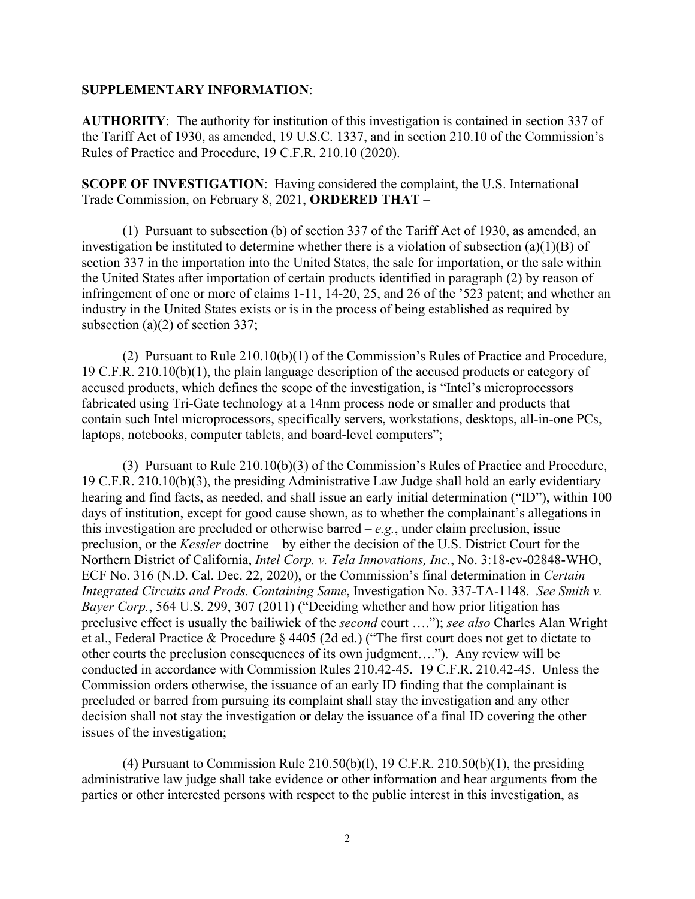**SUPPLEMENTARY INFORMATION**:

**AUTHORITY**: The authority for institution of this investigation is contained in section 337 of the Tariff Act of 1930, as amended, 19 U.S.C. 1337, and in section 210.10 of the Commission's Rules of Practice and Procedure, 19 C.F.R. 210.10 (2020).

**SCOPE OF INVESTIGATION**: Having considered the complaint, the U.S. International Trade Commission, on February 8, 2021, **ORDERED THAT** –

(1) Pursuant to subsection (b) of section 337 of the Tariff Act of 1930, as amended, an investigation be instituted to determine whether there is a violation of subsection (a)(1)(B) of section 337 in the importation into the United States, the sale for importation, or the sale within the United States after importation of certain products identified in paragraph (2) by reason of infringement of one or more of claims 1-11, 14-20, 25, and 26 of the '523 patent; and whether an industry in the United States exists or is in the process of being established as required by subsection (a)(2) of section 337;

(2) Pursuant to Rule 210.10(b)(1) of the Commission's Rules of Practice and Procedure, 19 C.F.R. 210.10(b)(1), the plain language description of the accused products or category of accused products, which defines the scope of the investigation, is "Intel's microprocessors fabricated using Tri-Gate technology at a 14nm process node or smaller and products that contain such Intel microprocessors, specifically servers, workstations, desktops, all-in-one PCs, laptops, notebooks, computer tablets, and board-level computers";

(3) Pursuant to Rule 210.10(b)(3) of the Commission's Rules of Practice and Procedure, 19 C.F.R. 210.10(b)(3), the presiding Administrative Law Judge shall hold an early evidentiary hearing and find facts, as needed, and shall issue an early initial determination ("ID"), within 100 days of institution, except for good cause shown, as to whether the complainant's allegations in this investigation are precluded or otherwise barred – *e.g.*, under claim preclusion, issue preclusion, or the *Kessler* doctrine – by either the decision of the U.S. District Court for the Northern District of California, *Intel Corp. v. Tela Innovations, Inc.*, No. 3:18-cv-02848-WHO, ECF No. 316 (N.D. Cal. Dec. 22, 2020), or the Commission's final determination in *Certain Integrated Circuits and Prods. Containing Same*, Investigation No. 337-TA-1148. *See Smith v. Bayer Corp.*, 564 U.S. 299, 307 (2011) ("Deciding whether and how prior litigation has preclusive effect is usually the bailiwick of the *second* court …."); *see also* Charles Alan Wright et al., Federal Practice & Procedure § 4405 (2d ed.) ("The first court does not get to dictate to other courts the preclusion consequences of its own judgment…."). Any review will be conducted in accordance with Commission Rules 210.42-45. 19 C.F.R. 210.42-45. Unless the Commission orders otherwise, the issuance of an early ID finding that the complainant is precluded or barred from pursuing its complaint shall stay the investigation and any other decision shall not stay the investigation or delay the issuance of a final ID covering the other issues of the investigation;

(4) Pursuant to Commission Rule 210.50(b)(l), 19 C.F.R. 210.50(b)(1), the presiding administrative law judge shall take evidence or other information and hear arguments from the parties or other interested persons with respect to the public interest in this investigation, as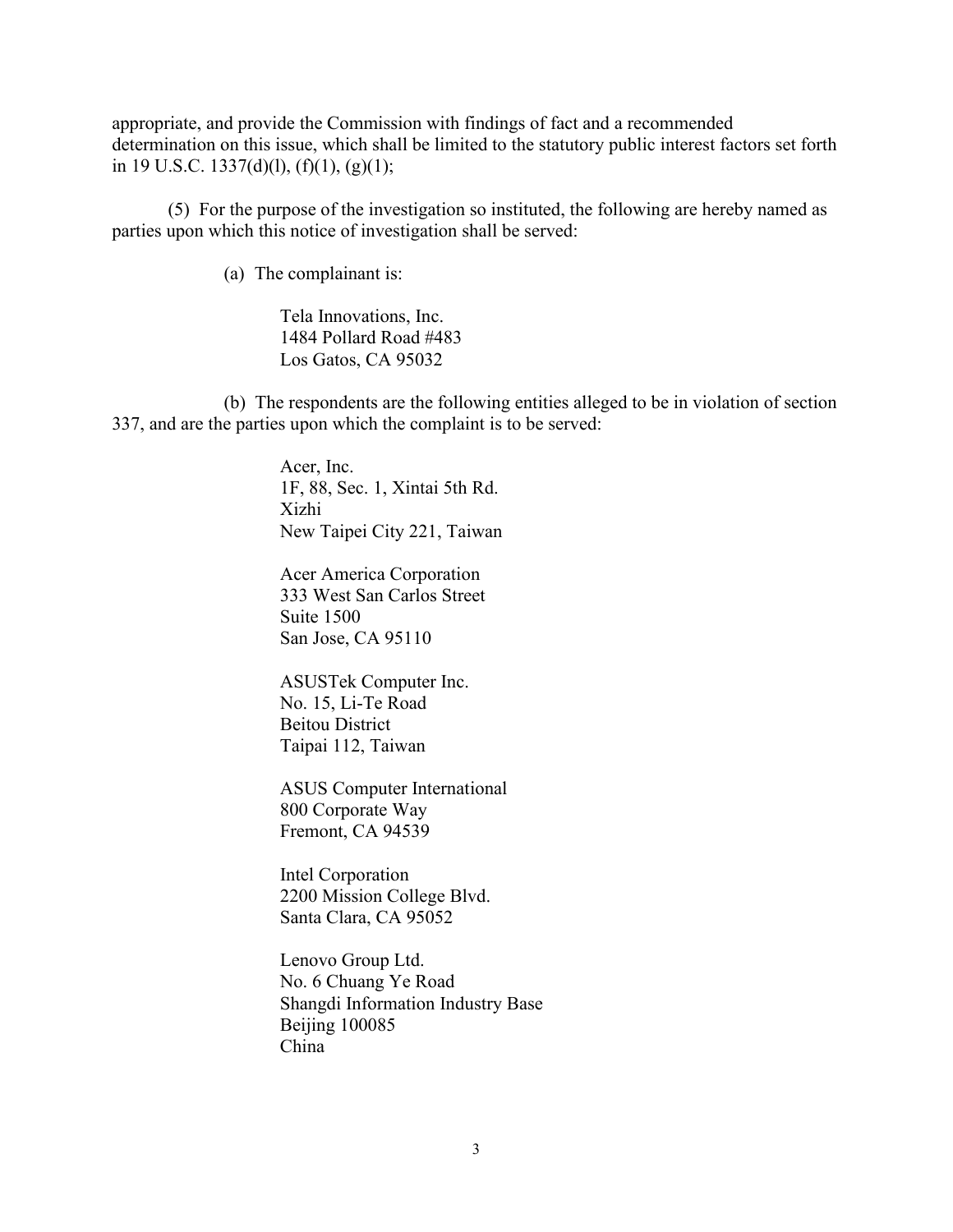appropriate, and provide the Commission with findings of fact and a recommended determination on this issue, which shall be limited to the statutory public interest factors set forth in 19 U.S.C. 1337(d)(l), (f)(1), (g)(1);

(5) For the purpose of the investigation so instituted, the following are hereby named as parties upon which this notice of investigation shall be served:

(a) The complainant is:

Tela Innovations, Inc.
1484 Pollard Road #483
Los Gatos, CA 95032

(b) The respondents are the following entities alleged to be in violation of section 337, and are the parties upon which the complaint is to be served:

Acer, Inc.
1F, 88, Sec. 1, Xintai 5th Rd.
Xizhi
New Taipei City 221, Taiwan

Acer America Corporation
333 West San Carlos Street
Suite 1500
San Jose, CA 95110

ASUSTek Computer Inc.
No. 15, Li-Te Road
Beitou District
Taipai 112, Taiwan

ASUS Computer International
800 Corporate Way
Fremont, CA 94539

Intel Corporation
2200 Mission College Blvd.
Santa Clara, CA 95052

Lenovo Group Ltd.
No. 6 Chuang Ye Road
Shangdi Information Industry Base
Beijing 100085
China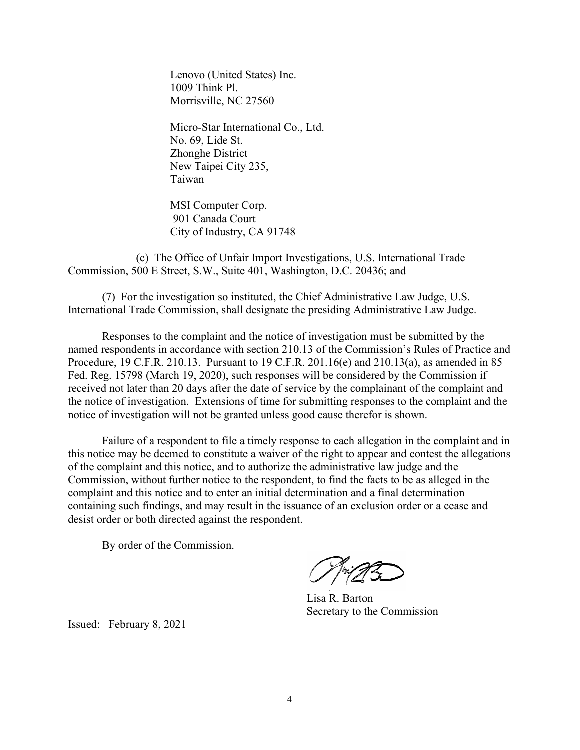Lenovo (United States) Inc.
1009 Think Pl.
Morrisville, NC 27560

Micro-Star International Co., Ltd.
No. 69, Lide St.
Zhonghe District
New Taipei City 235,
Taiwan

MSI Computer Corp.
901 Canada Court
City of Industry, CA 91748

(c) The Office of Unfair Import Investigations, U.S. International Trade Commission, 500 E Street, S.W., Suite 401, Washington, D.C. 20436; and

(7) For the investigation so instituted, the Chief Administrative Law Judge, U.S. International Trade Commission, shall designate the presiding Administrative Law Judge.

Responses to the complaint and the notice of investigation must be submitted by the named respondents in accordance with section 210.13 of the Commission's Rules of Practice and Procedure, 19 C.F.R. 210.13. Pursuant to 19 C.F.R. 201.16(e) and 210.13(a), as amended in 85 Fed. Reg. 15798 (March 19, 2020), such responses will be considered by the Commission if received not later than 20 days after the date of service by the complainant of the complaint and the notice of investigation. Extensions of time for submitting responses to the complaint and the notice of investigation will not be granted unless good cause therefor is shown.

Failure of a respondent to file a timely response to each allegation in the complaint and in this notice may be deemed to constitute a waiver of the right to appear and contest the allegations of the complaint and this notice, and to authorize the administrative law judge and the Commission, without further notice to the respondent, to find the facts to be as alleged in the complaint and this notice and to enter an initial determination and a final determination containing such findings, and may result in the issuance of an exclusion order or a cease and desist order or both directed against the respondent.

By order of the Commission.

Lisa R. Barton
Secretary to the Commission

Issued: February 8, 2021